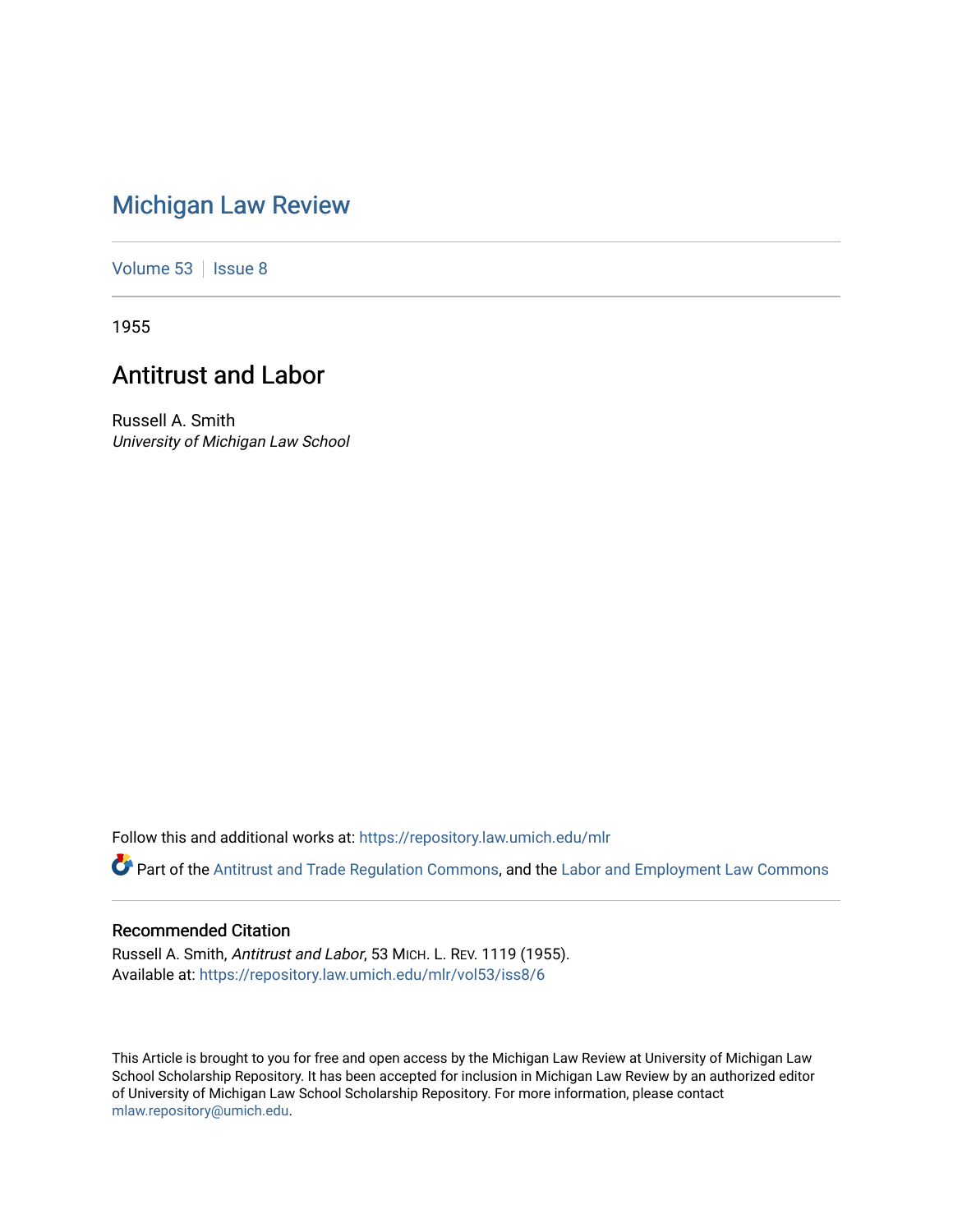# Michigan Law Review

Volume 53 | Issue 8

1955

## Antitrust and Labor

Russell A. Smith
*University of Michigan Law School*

Follow this and additional works at: https://repository.law.umich.edu/mlr

Part of the Antitrust and Trade Regulation Commons, and the Labor and Employment Law Commons

### Recommended Citation

Russell A. Smith, *Antitrust and Labor*, 53 MICH. L. REV. 1119 (1955).
Available at: https://repository.law.umich.edu/mlr/vol53/iss8/6

This Article is brought to you for free and open access by the Michigan Law Review at University of Michigan Law School Scholarship Repository. It has been accepted for inclusion in Michigan Law Review by an authorized editor of University of Michigan Law School Scholarship Repository. For more information, please contact mlaw.repository@umich.edu.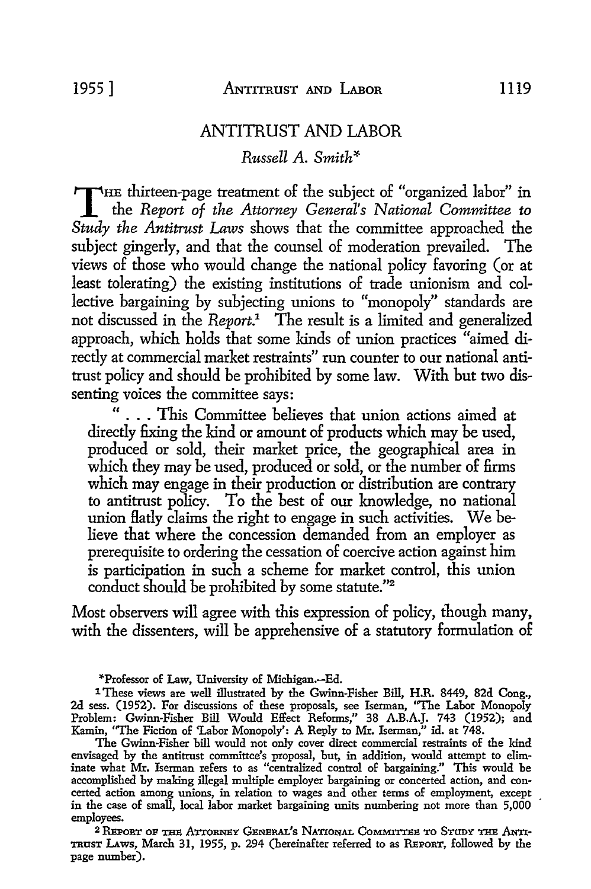# ANTITRUST AND LABOR

*Russell A. Smith**

THE thirteen-page treatment of the subject of "organized labor" in the *Report of the Attorney General's National Committee to Study the Antitrust Laws* shows that the committee approached the subject gingerly, and that the counsel of moderation prevailed. The views of those who would change the national policy favoring (or at least tolerating) the existing institutions of trade unionism and collective bargaining by subjecting unions to "monopoly" standards are not discussed in the *Report*.[1] The result is a limited and generalized approach, which holds that some kinds of union practices "aimed directly at commercial market restraints" run counter to our national antitrust policy and should be prohibited by some law. With but two dissenting voices the committee says:

> " . . . This Committee believes that union actions aimed at directly fixing the kind or amount of products which may be used, produced or sold, their market price, the geographical area in which they may be used, produced or sold, or the number of firms which may engage in their production or distribution are contrary to antitrust policy. To the best of our knowledge, no national union flatly claims the right to engage in such activities. We believe that where the concession demanded from an employer as prerequisite to ordering the cessation of coercive action against him is participation in such a scheme for market control, this union conduct should be prohibited by some statute."[2]

Most observers will agree with this expression of policy, though many, with the dissenters, will be apprehensive of a statutory formulation of

---

*Professor of Law, University of Michigan.—Ed.

[1] These views are well illustrated by the Gwinn-Fisher Bill, H.R. 8449, 82d Cong., 2d sess. (1952). For discussions of these proposals, see Iserman, "The Labor Monopoly Problem: Gwinn-Fisher Bill Would Effect Reforms," 38 A.B.A.J. 743 (1952); and Kamin, "The Fiction of 'Labor Monopoly': A Reply to Mr. Iserman," id. at 748.

The Gwinn-Fisher bill would not only cover direct commercial restraints of the kind envisaged by the antitrust committee's proposal, but, in addition, would attempt to eliminate what Mr. Iserman refers to as "centralized control of bargaining." This would be accomplished by making illegal multiple employer bargaining or concerted action, and concerted action among unions, in relation to wages and other terms of employment, except in the case of small, local labor market bargaining units numbering not more than 5,000 employees.

[2] REPORT OF THE ATTORNEY GENERAL'S NATIONAL COMMITTEE TO STUDY THE ANTITRUST LAWS, March 31, 1955, p. 294 (hereinafter referred to as REPORT, followed by the page number).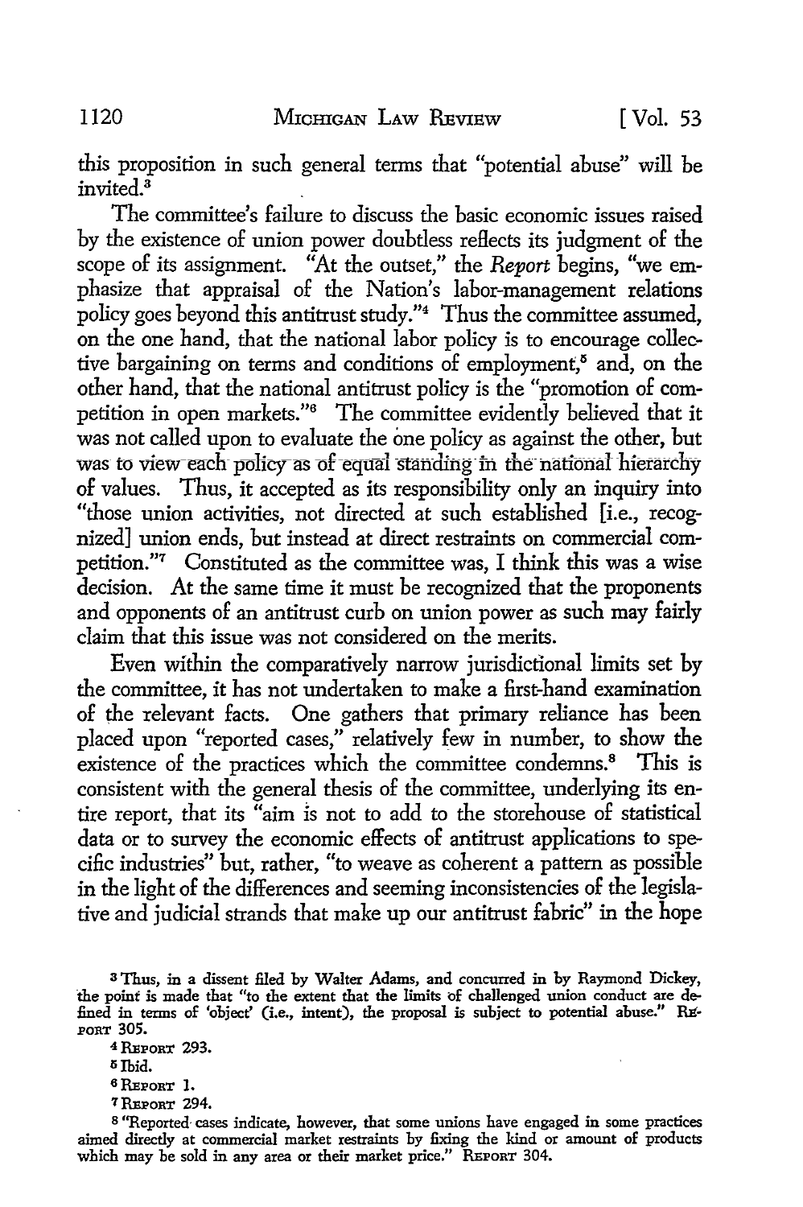this proposition in such general terms that "potential abuse" will be invited.[3]

The committee's failure to discuss the basic economic issues raised by the existence of union power doubtless reflects its judgment of the scope of its assignment. "At the outset," the *Report* begins, "we emphasize that appraisal of the Nation's labor-management relations policy goes beyond this antitrust study."[4] Thus the committee assumed, on the one hand, that the national labor policy is to encourage collective bargaining on terms and conditions of employment,[5] and, on the other hand, that the national antitrust policy is the "promotion of competition in open markets."[6] The committee evidently believed that it was not called upon to evaluate the one policy as against the other, but was to view each policy as of equal standing in the national hierarchy of values. Thus, it accepted as its responsibility only an inquiry into "those union activities, not directed at such established [i.e., recognized] union ends, but instead at direct restraints on commercial competition."[7] Constituted as the committee was, I think this was a wise decision. At the same time it must be recognized that the proponents and opponents of an antitrust curb on union power as such may fairly claim that this issue was not considered on the merits.

Even within the comparatively narrow jurisdictional limits set by the committee, it has not undertaken to make a first-hand examination of the relevant facts. One gathers that primary reliance has been placed upon "reported cases," relatively few in number, to show the existence of the practices which the committee condemns.[8] This is consistent with the general thesis of the committee, underlying its entire report, that its "aim is not to add to the storehouse of statistical data or to survey the economic effects of antitrust applications to specific industries" but, rather, "to weave as coherent a pattern as possible in the light of the differences and seeming inconsistencies of the legislative and judicial strands that make up our antitrust fabric" in the hope

[3] Thus, in a dissent filed by Walter Adams, and concurred in by Raymond Dickey, the point is made that "to the extent that the limits of challenged union conduct are defined in terms of 'object' (i.e., intent), the proposal is subject to potential abuse." REPORT 305.

[4] REPORT 293.

[5] Ibid.

[6] REPORT 1.

[7] REPORT 294.

[8] "Reported cases indicate, however, that some unions have engaged in some practices aimed directly at commercial market restraints by fixing the kind or amount of products which may be sold in any area or their market price." REPORT 304.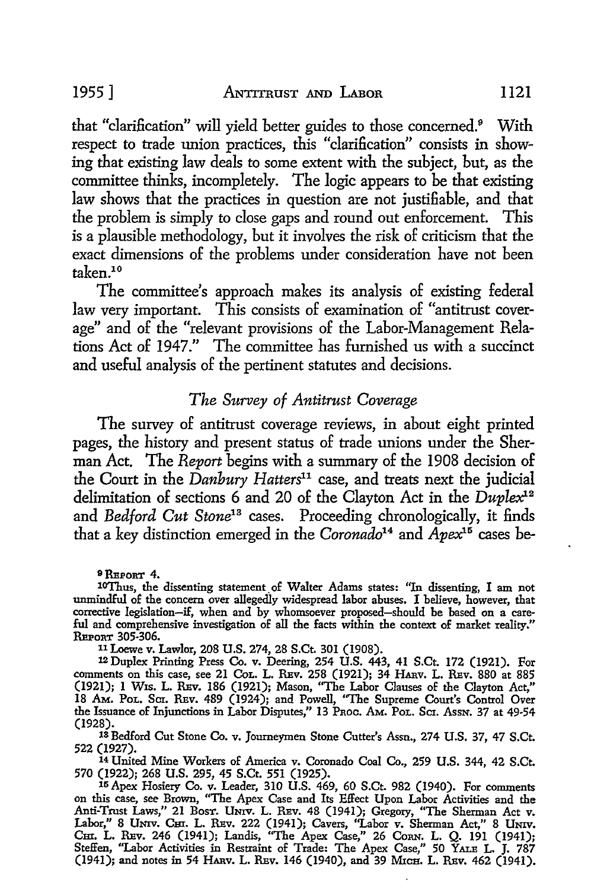that "clarification" will yield better guides to those concerned.[9] With respect to trade union practices, this "clarification" consists in showing that existing law deals to some extent with the subject, but, as the committee thinks, incompletely. The logic appears to be that existing law shows that the practices in question are not justifiable, and that the problem is simply to close gaps and round out enforcement. This is a plausible methodology, but it involves the risk of criticism that the exact dimensions of the problems under consideration have not been taken.[10]

The committee's approach makes its analysis of existing federal law very important. This consists of examination of "antitrust coverage" and of the "relevant provisions of the Labor-Management Relations Act of 1947." The committee has furnished us with a succinct and useful analysis of the pertinent statutes and decisions.

### *The Survey of Antitrust Coverage*

The survey of antitrust coverage reviews, in about eight printed pages, the history and present status of trade unions under the Sherman Act. The *Report* begins with a summary of the 1908 decision of the Court in the *Danbury Hatters*[11] case, and treats next the judicial delimitation of sections 6 and 20 of the Clayton Act in the *Duplex*[12] and *Bedford Cut Stone*[13] cases. Proceeding chronologically, it finds that a key distinction emerged in the *Coronado*[14] and *Apex*[15] cases be-

---

[9] REPORT 4.

[10] Thus, the dissenting statement of Walter Adams states: "In dissenting, I am not unmindful of the concern over allegedly widespread labor abuses. I believe, however, that corrective legislation—if, when and by whomsoever proposed—should be based on a careful and comprehensive investigation of all the facts within the context of market reality." REPORT 305-306.

[11] Loewe v. Lawlor, 208 U.S. 274, 28 S.Ct. 301 (1908).

[12] Duplex Printing Press Co. v. Deering, 254 U.S. 443, 41 S.Ct. 172 (1921). For comments on this case, see 21 COL. L. REV. 258 (1921); 34 HARV. L. REV. 880 at 885 (1921); 1 WIS. L. REV. 186 (1921); Mason, "The Labor Clauses of the Clayton Act," 18 AM. POL. SCI. REV. 489 (1924); and Powell, "The Supreme Court's Control Over the Issuance of Injunctions in Labor Disputes," 13 PROC. AM. POL. SCI. ASSN. 37 at 49-54 (1928).

[13] Bedford Cut Stone Co. v. Journeymen Stone Cutter's Assn., 274 U.S. 37, 47 S.Ct. 522 (1927).

[14] United Mine Workers of America v. Coronado Coal Co., 259 U.S. 344, 42 S.Ct. 570 (1922); 268 U.S. 295, 45 S.Ct. 551 (1925).

[15] Apex Hosiery Co. v. Leader, 310 U.S. 469, 60 S.Ct. 982 (1940). For comments on this case, see Brown, "The Apex Case and Its Effect Upon Labor Activities and the Anti-Trust Laws," 21 BOST. UNIV. L. REV. 48 (1941); Gregory, "The Sherman Act v. Labor," 8 UNIV. CHI. L. REV. 222 (1941); Cavers, "Labor v. Sherman Act," 8 UNIV. CHI. L. REV. 246 (1941); Landis, "The Apex Case," 26 CORN. L. Q. 191 (1941); Steffen, "Labor Activities in Restraint of Trade: The Apex Case," 50 YALE L. J. 787 (1941); and notes in 54 HARV. L. REV. 146 (1940), and 39 MICH. L. REV. 462 (1941).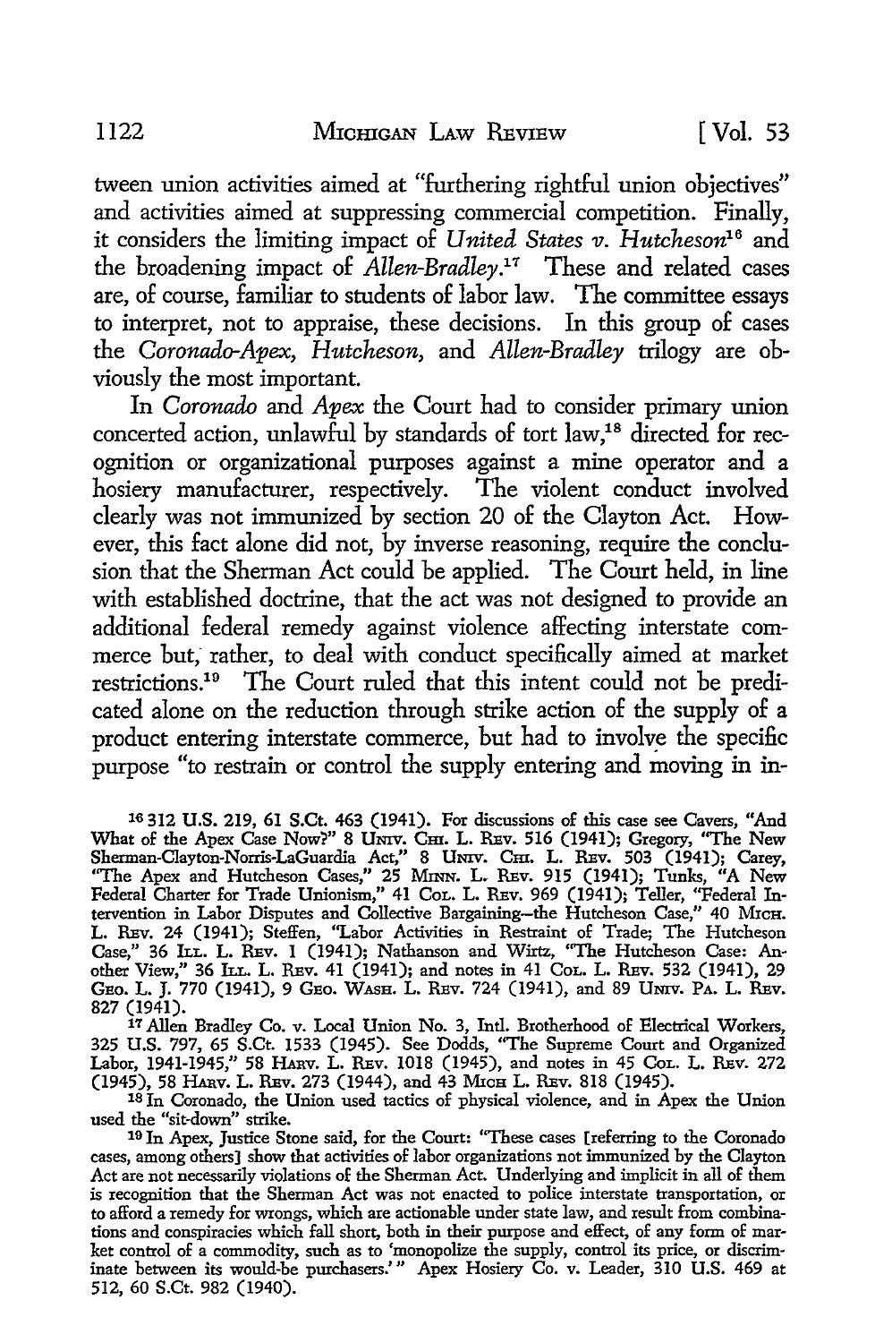tween union activities aimed at "furthering rightful union objectives" and activities aimed at suppressing commercial competition. Finally, it considers the limiting impact of *United States v. Hutcheson*[16] and the broadening impact of *Allen-Bradley*.[17] These and related cases are, of course, familiar to students of labor law. The committee essays to interpret, not to appraise, these decisions. In this group of cases the *Coronado-Apex, Hutcheson,* and *Allen-Bradley* trilogy are obviously the most important.

In *Coronado* and *Apex* the Court had to consider primary union concerted action, unlawful by standards of tort law,[18] directed for recognition or organizational purposes against a mine operator and a hosiery manufacturer, respectively. The violent conduct involved clearly was not immunized by section 20 of the Clayton Act. However, this fact alone did not, by inverse reasoning, require the conclusion that the Sherman Act could be applied. The Court held, in line with established doctrine, that the act was not designed to provide an additional federal remedy against violence affecting interstate commerce but, rather, to deal with conduct specifically aimed at market restrictions.[19] The Court ruled that this intent could not be predicated alone on the reduction through strike action of the supply of a product entering interstate commerce, but had to involve the specific purpose "to restrain or control the supply entering and moving in in-

---

[16] 312 U.S. 219, 61 S.Ct. 463 (1941). For discussions of this case see Cavers, "And What of the Apex Case Now?" 8 Univ. Chi. L. Rev. 516 (1941); Gregory, "The New Sherman-Clayton-Norris-LaGuardia Act," 8 Univ. Chi. L. Rev. 503 (1941); Carey, "The Apex and Hutcheson Cases," 25 Minn. L. Rev. 915 (1941); Tunks, "A New Federal Charter for Trade Unionism," 41 Col. L. Rev. 969 (1941); Teller, "Federal Intervention in Labor Disputes and Collective Bargaining–the Hutcheson Case," 40 Mich. L. Rev. 24 (1941); Steffen, "Labor Activities in Restraint of Trade; The Hutcheson Case," 36 Ill. L. Rev. 1 (1941); Nathanson and Wirtz, "The Hutcheson Case: Another View," 36 Ill. L. Rev. 41 (1941); and notes in 41 Col. L. Rev. 532 (1941), 29 Geo. L. J. 770 (1941), 9 Geo. Wash. L. Rev. 724 (1941), and 89 Univ. Pa. L. Rev. 827 (1941).

[17] Allen Bradley Co. v. Local Union No. 3, Intl. Brotherhood of Electrical Workers, 325 U.S. 797, 65 S.Ct. 1533 (1945). See Dodds, "The Supreme Court and Organized Labor, 1941-1945," 58 Harv. L. Rev. 1018 (1945), and notes in 45 Col. L. Rev. 272 (1945), 58 Harv. L. Rev. 273 (1944), and 43 Mich L. Rev. 818 (1945).

[18] In Coronado, the Union used tactics of physical violence, and in Apex the Union used the "sit-down" strike.

[19] In Apex, Justice Stone said, for the Court: "These cases [referring to the Coronado cases, among others] show that activities of labor organizations not immunized by the Clayton Act are not necessarily violations of the Sherman Act. Underlying and implicit in all of them is recognition that the Sherman Act was not enacted to police interstate transportation, or to afford a remedy for wrongs, which are actionable under state law, and result from combinations and conspiracies which fall short, both in their purpose and effect, of any form of market control of a commodity, such as to 'monopolize the supply, control its price, or discriminate between its would-be purchasers.'" Apex Hosiery Co. v. Leader, 310 U.S. 469 at 512, 60 S.Ct. 982 (1940).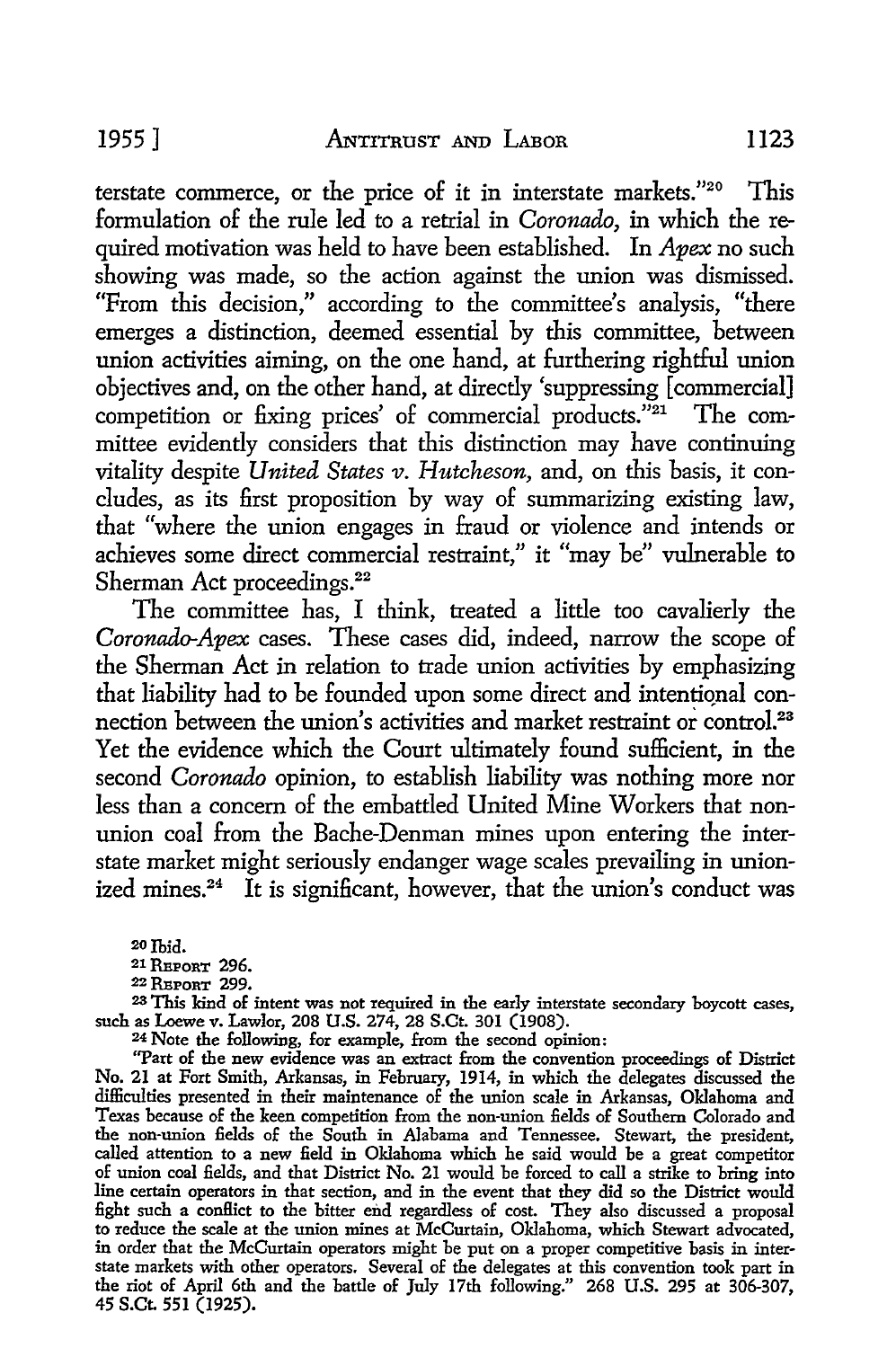terstate commerce, or the price of it in interstate markets."[20] This formulation of the rule led to a retrial in *Coronado*, in which the required motivation was held to have been established. In *Apex* no such showing was made, so the action against the union was dismissed. "From this decision," according to the committee's analysis, "there emerges a distinction, deemed essential by this committee, between union activities aiming, on the one hand, at furthering rightful union objectives and, on the other hand, at directly 'suppressing [commercial] competition or fixing prices' of commercial products."[21] The committee evidently considers that this distinction may have continuing vitality despite *United States v. Hutcheson*, and, on this basis, it concludes, as its first proposition by way of summarizing existing law, that "where the union engages in fraud or violence and intends or achieves some direct commercial restraint," it "may be" vulnerable to Sherman Act proceedings.[22]

The committee has, I think, treated a little too cavalierly the *Coronado-Apex* cases. These cases did, indeed, narrow the scope of the Sherman Act in relation to trade union activities by emphasizing that liability had to be founded upon some direct and intentional connection between the union's activities and market restraint or control.[23] Yet the evidence which the Court ultimately found sufficient, in the second *Coronado* opinion, to establish liability was nothing more nor less than a concern of the embattled United Mine Workers that non-union coal from the Bache-Denman mines upon entering the interstate market might seriously endanger wage scales prevailing in unionized mines.[24] It is significant, however, that the union's conduct was

---

[20] Ibid.

[21] REPORT 296.

[22] REPORT 299.

[23] This kind of intent was not required in the early interstate secondary boycott cases, such as Loewe v. Lawlor, 208 U.S. 274, 28 S.Ct. 301 (1908).

[24] Note the following, for example, from the second opinion:

"Part of the new evidence was an extract from the convention proceedings of District No. 21 at Fort Smith, Arkansas, in February, 1914, in which the delegates discussed the difficulties presented in their maintenance of the union scale in Arkansas, Oklahoma and Texas because of the keen competition from the non-union fields of Southern Colorado and the non-union fields of the South in Alabama and Tennessee. Stewart, the president, called attention to a new field in Oklahoma which he said would be a great competitor of union coal fields, and that District No. 21 would be forced to call a strike to bring into line certain operators in that section, and in the event that they did so the District would fight such a conflict to the bitter end regardless of cost. They also discussed a proposal to reduce the scale at the union mines at McCurtain, Oklahoma, which Stewart advocated, in order that the McCurtain operators might be put on a proper competitive basis in interstate markets with other operators. Several of the delegates at this convention took part in the riot of April 6th and the battle of July 17th following." 268 U.S. 295 at 306-307, 45 S.Ct. 551 (1925).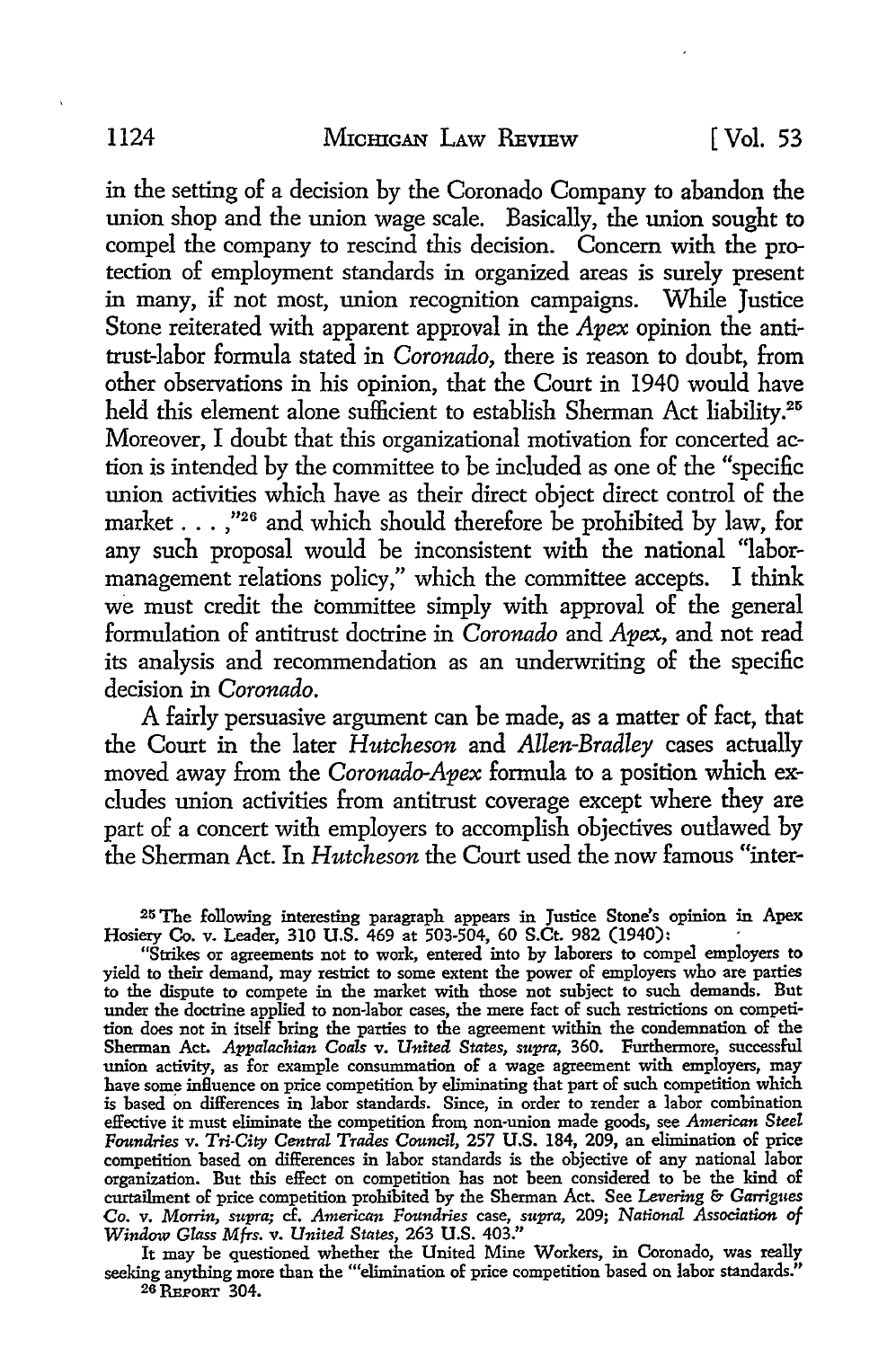in the setting of a decision by the Coronado Company to abandon the union shop and the union wage scale. Basically, the union sought to compel the company to rescind this decision. Concern with the protection of employment standards in organized areas is surely present in many, if not most, union recognition campaigns. While Justice Stone reiterated with apparent approval in the *Apex* opinion the antitrust-labor formula stated in *Coronado*, there is reason to doubt, from other observations in his opinion, that the Court in 1940 would have held this element alone sufficient to establish Sherman Act liability.[25] Moreover, I doubt that this organizational motivation for concerted action is intended by the committee to be included as one of the "specific union activities which have as their direct object direct control of the market . . . ,"[26] and which should therefore be prohibited by law, for any such proposal would be inconsistent with the national "labor-management relations policy," which the committee accepts. I think we must credit the committee simply with approval of the general formulation of antitrust doctrine in *Coronado* and *Apex*, and not read its analysis and recommendation as an underwriting of the specific decision in *Coronado*.

A fairly persuasive argument can be made, as a matter of fact, that the Court in the later *Hutcheson* and *Allen-Bradley* cases actually moved away from the *Coronado-Apex* formula to a position which excludes union activities from antitrust coverage except where they are part of a concert with employers to accomplish objectives outlawed by the Sherman Act. In *Hutcheson* the Court used the now famous "inter-

[25] The following interesting paragraph appears in Justice Stone's opinion in Apex Hosiery Co. v. Leader, 310 U.S. 469 at 503-504, 60 S.Ct. 982 (1940):

"Strikes or agreements not to work, entered into by laborers to compel employers to yield to their demand, may restrict to some extent the power of employers who are parties to the dispute to compete in the market with those not subject to such demands. But under the doctrine applied to non-labor cases, the mere fact of such restrictions on competition does not in itself bring the parties to the agreement within the condemnation of the Sherman Act. *Appalachian Coals v. United States, supra*, 360. Furthermore, successful union activity, as for example consummation of a wage agreement with employers, may have some influence on price competition by eliminating that part of such competition which is based on differences in labor standards. Since, in order to render a labor combination effective it must eliminate the competition from non-union made goods, see *American Steel Foundries v. Tri-City Central Trades Council*, 257 U.S. 184, 209, an elimination of price competition based on differences in labor standards is the objective of any national labor organization. But this effect on competition has not been considered to be the kind of curtailment of price competition prohibited by the Sherman Act. See *Levering & Garrigues Co. v. Morrin, supra*; cf. *American Foundries* case, *supra*, 209; *National Association of Window Glass Mfrs. v. United States*, 263 U.S. 403."

It may be questioned whether the United Mine Workers, in Coronado, was really seeking anything more than the "'elimination of price competition based on labor standards."

[26] REPORT 304.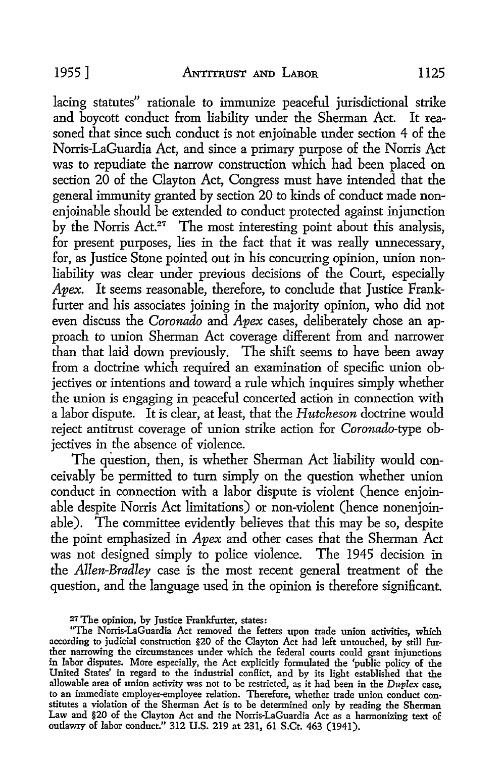lacing statutes" rationale to immunize peaceful jurisdictional strike and boycott conduct from liability under the Sherman Act. It reasoned that since such conduct is not enjoinable under section 4 of the Norris-LaGuardia Act, and since a primary purpose of the Norris Act was to repudiate the narrow construction which had been placed on section 20 of the Clayton Act, Congress must have intended that the general immunity granted by section 20 to kinds of conduct made nonenjoinable should be extended to conduct protected against injunction by the Norris Act.[27] The most interesting point about this analysis, for present purposes, lies in the fact that it was really unnecessary, for, as Justice Stone pointed out in his concurring opinion, union nonliability was clear under previous decisions of the Court, especially *Apex*. It seems reasonable, therefore, to conclude that Justice Frankfurter and his associates joining in the majority opinion, who did not even discuss the *Coronado* and *Apex* cases, deliberately chose an approach to union Sherman Act coverage different from and narrower than that laid down previously. The shift seems to have been away from a doctrine which required an examination of specific union objectives or intentions and toward a rule which inquires simply whether the union is engaging in peaceful concerted action in connection with a labor dispute. It is clear, at least, that the *Hutcheson* doctrine would reject antitrust coverage of union strike action for *Coronado*-type objectives in the absence of violence.

The question, then, is whether Sherman Act liability would conceivably be permitted to turn simply on the question whether union conduct in connection with a labor dispute is violent (hence enjoinable despite Norris Act limitations) or non-violent (hence nonenjoinable). The committee evidently believes that this may be so, despite the point emphasized in *Apex* and other cases that the Sherman Act was not designed simply to police violence. The 1945 decision in the *Allen-Bradley* case is the most recent general treatment of the question, and the language used in the opinion is therefore significant.

[27] The opinion, by Justice Frankfurter, states:

"The Norris-LaGuardia Act removed the fetters upon trade union activities, which according to judicial construction §20 of the Clayton Act had left untouched, by still further narrowing the circumstances under which the federal courts could grant injunctions in labor disputes. More especially, the Act explicitly formulated the 'public policy of the United States' in regard to the industrial conflict, and by its light established that the allowable area of union activity was not to be restricted, as it had been in the *Duplex* case, to an immediate employer-employee relation. Therefore, whether trade union conduct constitutes a violation of the Sherman Act is to be determined only by reading the Sherman Law and §20 of the Clayton Act and the Norris-LaGuardia Act as a harmonizing text of outlawry of labor conduct." 312 U.S. 219 at 231, 61 S.Ct. 463 (1941).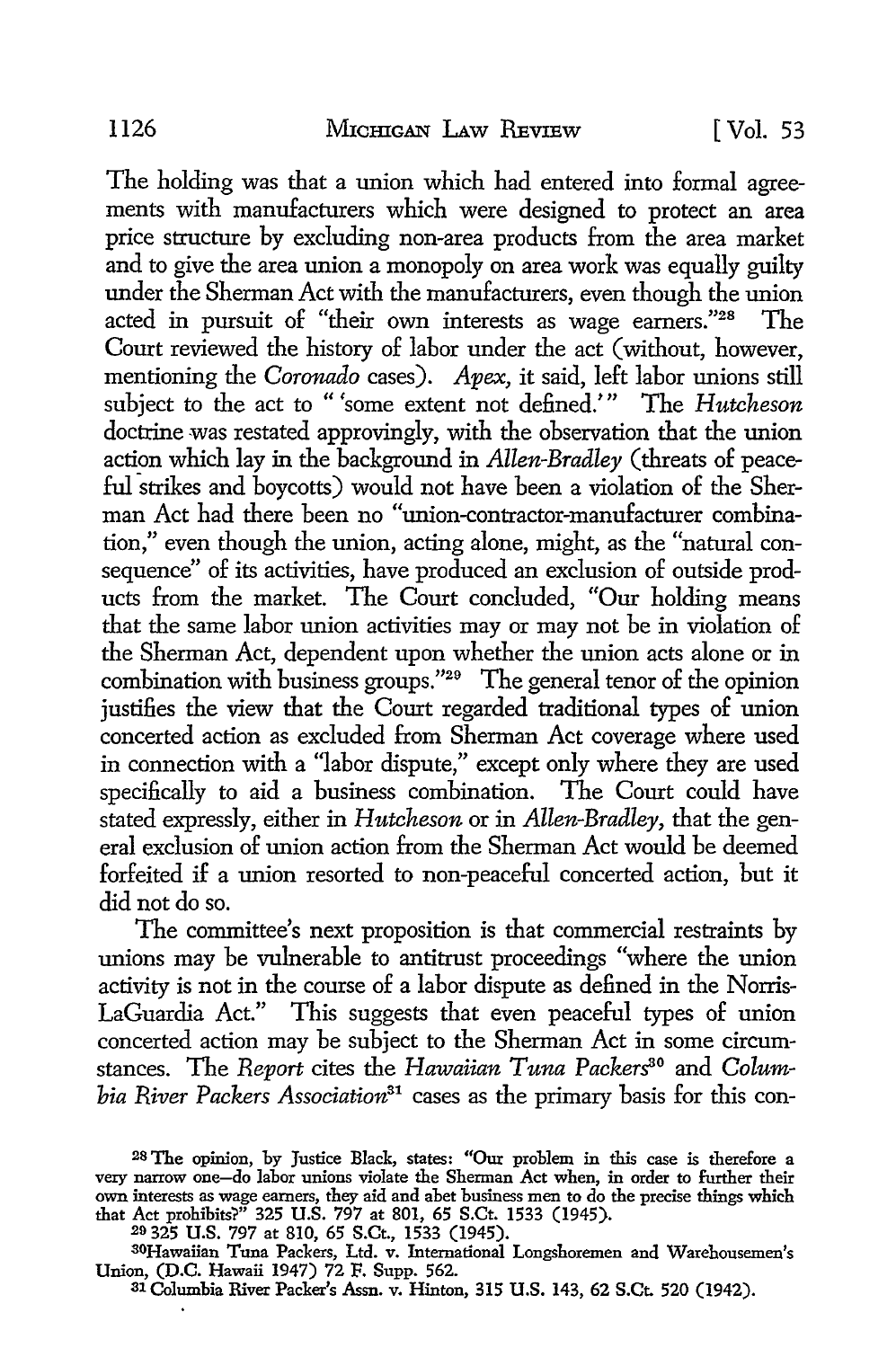The holding was that a union which had entered into formal agreements with manufacturers which were designed to protect an area price structure by excluding non-area products from the area market and to give the area union a monopoly on area work was equally guilty under the Sherman Act with the manufacturers, even though the union acted in pursuit of "their own interests as wage earners."[28] The Court reviewed the history of labor under the act (without, however, mentioning the *Coronado* cases). *Apex,* it said, left labor unions still subject to the act to " 'some extent not defined.' " The *Hutcheson* doctrine was restated approvingly, with the observation that the union action which lay in the background in *Allen-Bradley* (threats of peaceful strikes and boycotts) would not have been a violation of the Sherman Act had there been no "union-contractor-manufacturer combination," even though the union, acting alone, might, as the "natural consequence" of its activities, have produced an exclusion of outside products from the market. The Court concluded, "Our holding means that the same labor union activities may or may not be in violation of the Sherman Act, dependent upon whether the union acts alone or in combination with business groups."[29] The general tenor of the opinion justifies the view that the Court regarded traditional types of union concerted action as excluded from Sherman Act coverage where used in connection with a "labor dispute," except only where they are used specifically to aid a business combination. The Court could have stated expressly, either in *Hutcheson* or in *Allen-Bradley,* that the general exclusion of union action from the Sherman Act would be deemed forfeited if a union resorted to non-peaceful concerted action, but it did not do so.

The committee's next proposition is that commercial restraints by unions may be vulnerable to antitrust proceedings "where the union activity is not in the course of a labor dispute as defined in the Norris-LaGuardia Act." This suggests that even peaceful types of union concerted action may be subject to the Sherman Act in some circumstances. The *Report* cites the *Hawaiian Tuna Packers*[30] and *Columbia River Packers Association*[31] cases as the primary basis for this con-

---

[28] The opinion, by Justice Black, states: "Our problem in this case is therefore a very narrow one—do labor unions violate the Sherman Act when, in order to further their own interests as wage earners, they aid and abet business men to do the precise things which that Act prohibits?" 325 U.S. 797 at 801, 65 S.Ct. 1533 (1945).

[29] 325 U.S. 797 at 810, 65 S.Ct., 1533 (1945).

[30] Hawaiian Tuna Packers, Ltd. v. International Longshoremen and Warehousemen's Union, (D.C. Hawaii 1947) 72 F. Supp. 562.

[31] Columbia River Packer's Assn. v. Hinton, 315 U.S. 143, 62 S.Ct. 520 (1942).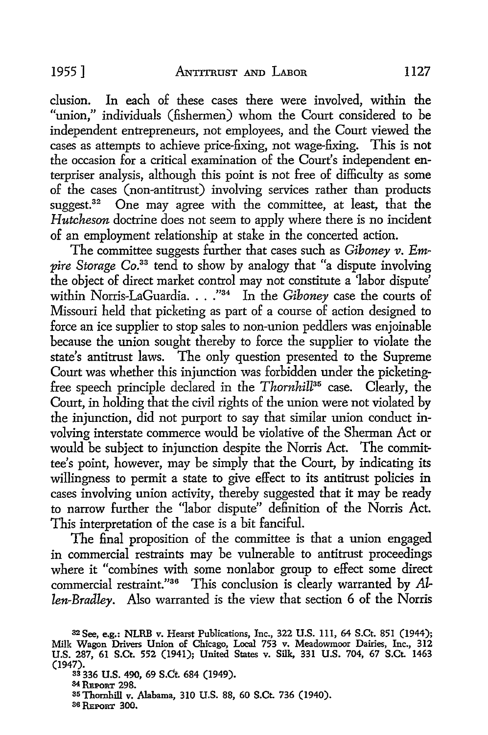clusion. In each of these cases there were involved, within the "union," individuals (fishermen) whom the Court considered to be independent entrepreneurs, not employees, and the Court viewed the cases as attempts to achieve price-fixing, not wage-fixing. This is not the occasion for a critical examination of the Court's independent enterpriser analysis, although this point is not free of difficulty as some of the cases (non-antitrust) involving services rather than products suggest.[32] One may agree with the committee, at least, that the *Hutcheson* doctrine does not seem to apply where there is no incident of an employment relationship at stake in the concerted action.

The committee suggests further that cases such as *Giboney v. Empire Storage Co.*[33] tend to show by analogy that "a dispute involving the object of direct market control may not constitute a 'labor dispute' within Norris-LaGuardia. . . ."[34] In the *Giboney* case the courts of Missouri held that picketing as part of a course of action designed to force an ice supplier to stop sales to non-union peddlers was enjoinable because the union sought thereby to force the supplier to violate the state's antitrust laws. The only question presented to the Supreme Court was whether this injunction was forbidden under the picketing-free speech principle declared in the *Thornhill*[35] case. Clearly, the Court, in holding that the civil rights of the union were not violated by the injunction, did not purport to say that similar union conduct involving interstate commerce would be violative of the Sherman Act or would be subject to injunction despite the Norris Act. The committee's point, however, may be simply that the Court, by indicating its willingness to permit a state to give effect to its antitrust policies in cases involving union activity, thereby suggested that it may be ready to narrow further the "labor dispute" definition of the Norris Act. This interpretation of the case is a bit fanciful.

The final proposition of the committee is that a union engaged in commercial restraints may be vulnerable to antitrust proceedings where it "combines with some nonlabor group to effect some direct commercial restraint."[36] This conclusion is clearly warranted by *Allen-Bradley*. Also warranted is the view that section 6 of the Norris

---

[32] See, e.g.: NLRB v. Hearst Publications, Inc., 322 U.S. 111, 64 S.Ct. 851 (1944); Milk Wagon Drivers Union of Chicago, Local 753 v. Meadowmoor Dairies, Inc., 312 U.S. 287, 61 S.Ct. 552 (1941); United States v. Silk, 331 U.S. 704, 67 S.Ct. 1463 (1947).

[33] 336 U.S. 490, 69 S.Ct. 684 (1949).

[34] REPORT 298.

[35] Thornhill v. Alabama, 310 U.S. 88, 60 S.Ct. 736 (1940).

[36] REPORT 300.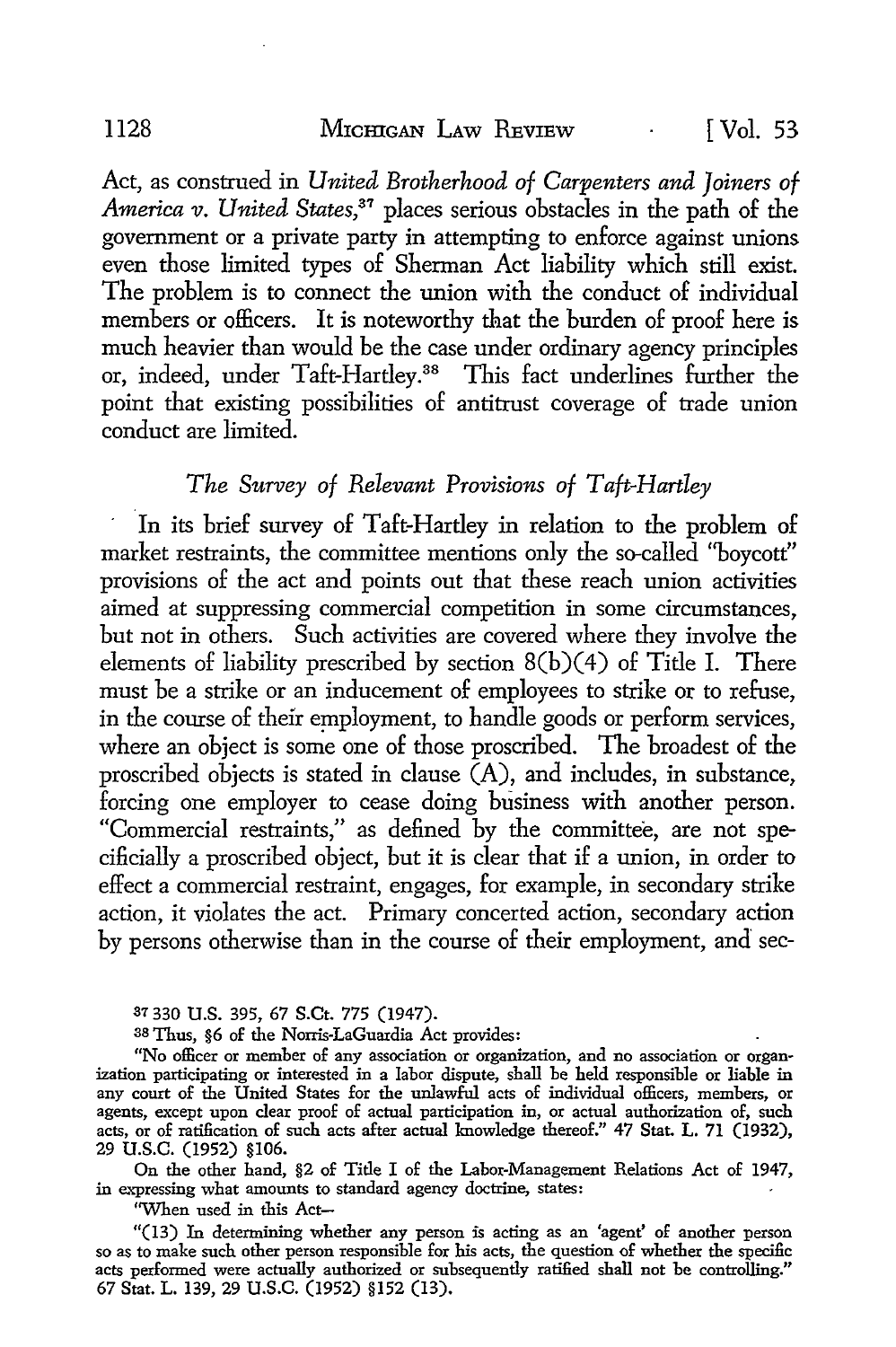Act, as construed in *United Brotherhood of Carpenters and Joiners of America v. United States,*[37] places serious obstacles in the path of the government or a private party in attempting to enforce against unions even those limited types of Sherman Act liability which still exist. The problem is to connect the union with the conduct of individual members or officers. It is noteworthy that the burden of proof here is much heavier than would be the case under ordinary agency principles or, indeed, under Taft-Hartley.[38] This fact underlines further the point that existing possibilities of antitrust coverage of trade union conduct are limited.

### *The Survey of Relevant Provisions of Taft-Hartley*

In its brief survey of Taft-Hartley in relation to the problem of market restraints, the committee mentions only the so-called "boycott" provisions of the act and points out that these reach union activities aimed at suppressing commercial competition in some circumstances, but not in others. Such activities are covered where they involve the elements of liability prescribed by section 8(b)(4) of Title I. There must be a strike or an inducement of employees to strike or to refuse, in the course of their employment, to handle goods or perform services, where an object is some one of those proscribed. The broadest of the proscribed objects is stated in clause (A), and includes, in substance, forcing one employer to cease doing business with another person. "Commercial restraints," as defined by the committee, are not specificially a proscribed object, but it is clear that if a union, in order to effect a commercial restraint, engages, for example, in secondary strike action, it violates the act. Primary concerted action, secondary action by persons otherwise than in the course of their employment, and sec-

---

[37] 330 U.S. 395, 67 S.Ct. 775 (1947).

[38] Thus, §6 of the Norris-LaGuardia Act provides:

"No officer or member of any association or organization, and no association or organization participating or interested in a labor dispute, shall be held responsible or liable in any court of the United States for the unlawful acts of individual officers, members, or agents, except upon clear proof of actual participation in, or actual authorization of, such acts, or of ratification of such acts after actual knowledge thereof." 47 Stat. L. 71 (1932), 29 U.S.C. (1952) §106.

On the other hand, §2 of Title I of the Labor-Management Relations Act of 1947, in expressing what amounts to standard agency doctrine, states:

"When used in this Act—

"(13) In determining whether any person is acting as an 'agent' of another person so as to make such other person responsible for his acts, the question of whether the specific acts performed were actually authorized or subsequently ratified shall not be controlling." 67 Stat. L. 139, 29 U.S.C. (1952) §152 (13).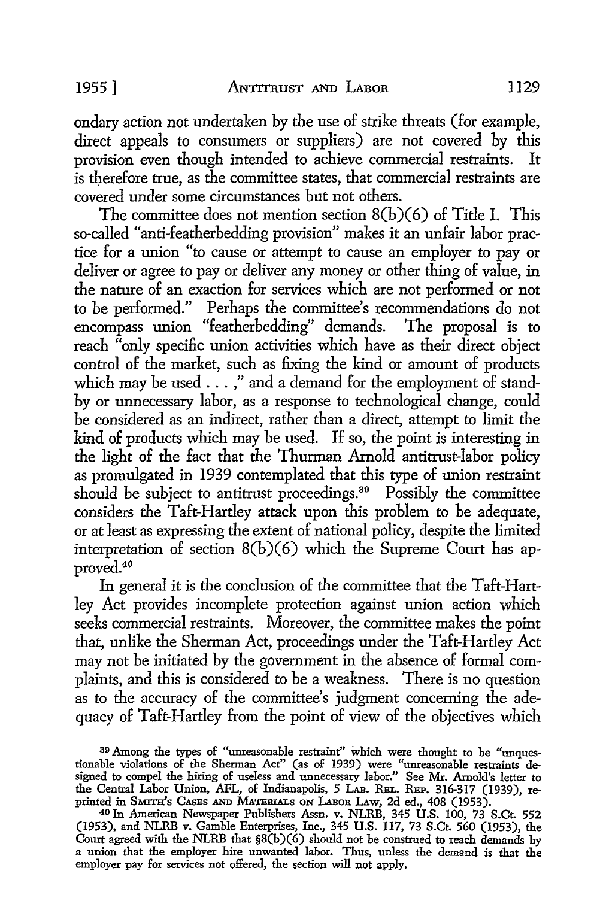ondary action not undertaken by the use of strike threats (for example, direct appeals to consumers or suppliers) are not covered by this provision even though intended to achieve commercial restraints. It is therefore true, as the committee states, that commercial restraints are covered under some circumstances but not others.

The committee does not mention section 8(b)(6) of Title I. This so-called "anti-featherbedding provision" makes it an unfair labor practice for a union "to cause or attempt to cause an employer to pay or deliver or agree to pay or deliver any money or other thing of value, in the nature of an exaction for services which are not performed or not to be performed." Perhaps the committee's recommendations do not encompass union "featherbedding" demands. The proposal is to reach "only specific union activities which have as their direct object control of the market, such as fixing the kind or amount of products which may be used . . . ," and a demand for the employment of stand-by or unnecessary labor, as a response to technological change, could be considered as an indirect, rather than a direct, attempt to limit the kind of products which may be used. If so, the point is interesting in the light of the fact that the Thurman Arnold antitrust-labor policy as promulgated in 1939 contemplated that this type of union restraint should be subject to antitrust proceedings.[39] Possibly the committee considers the Taft-Hartley attack upon this problem to be adequate, or at least as expressing the extent of national policy, despite the limited interpretation of section 8(b)(6) which the Supreme Court has approved.[40]

In general it is the conclusion of the committee that the Taft-Hartley Act provides incomplete protection against union action which seeks commercial restraints. Moreover, the committee makes the point that, unlike the Sherman Act, proceedings under the Taft-Hartley Act may not be initiated by the government in the absence of formal complaints, and this is considered to be a weakness. There is no question as to the accuracy of the committee's judgment concerning the adequacy of Taft-Hartley from the point of view of the objectives which

---

[39] Among the types of "unreasonable restraint" which were thought to be "unquestionable violations of the Sherman Act" (as of 1939) were "unreasonable restraints designed to compel the hiring of useless and unnecessary labor." See Mr. Arnold's letter to the Central Labor Union, AFL, of Indianapolis, 5 LAB. REL. REP. 316-317 (1939), reprinted in SMITH'S CASES AND MATERIALS ON LABOR LAW, 2d ed., 408 (1953).

[40] In American Newspaper Publishers Assn. v. NLRB, 345 U.S. 100, 73 S.Ct. 552 (1953), and NLRB v. Gamble Enterprises, Inc., 345 U.S. 117, 73 S.Ct. 560 (1953), the Court agreed with the NLRB that §8(b)(6) should not be construed to reach demands by a union that the employer hire unwanted labor. Thus, unless the demand is that the employer pay for services not offered, the section will not apply.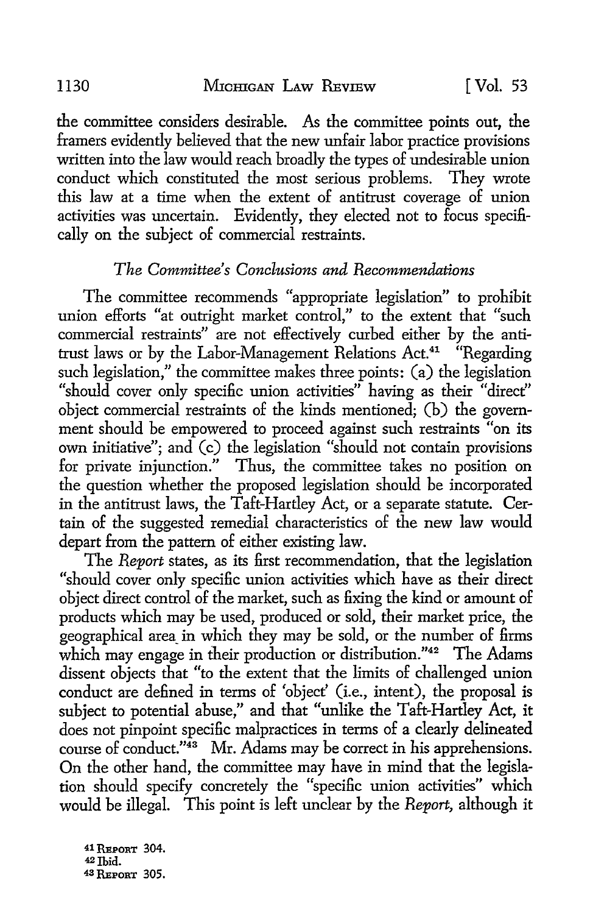the committee considers desirable. As the committee points out, the framers evidently believed that the new unfair labor practice provisions written into the law would reach broadly the types of undesirable union conduct which constituted the most serious problems. They wrote this law at a time when the extent of antitrust coverage of union activities was uncertain. Evidently, they elected not to focus specifically on the subject of commercial restraints.

### *The Committee's Conclusions and Recommendations*

The committee recommends "appropriate legislation" to prohibit union efforts "at outright market control," to the extent that "such commercial restraints" are not effectively curbed either by the antitrust laws or by the Labor-Management Relations Act.[41] "Regarding such legislation," the committee makes three points: (a) the legislation "should cover only specific union activities" having as their "direct" object commercial restraints of the kinds mentioned; (b) the government should be empowered to proceed against such restraints "on its own initiative"; and (c) the legislation "should not contain provisions for private injunction." Thus, the committee takes no position on the question whether the proposed legislation should be incorporated in the antitrust laws, the Taft-Hartley Act, or a separate statute. Certain of the suggested remedial characteristics of the new law would depart from the pattern of either existing law.

The *Report* states, as its first recommendation, that the legislation "should cover only specific union activities which have as their direct object direct control of the market, such as fixing the kind or amount of products which may be used, produced or sold, their market price, the geographical area in which they may be sold, or the number of firms which may engage in their production or distribution."[42] The Adams dissent objects that "to the extent that the limits of challenged union conduct are defined in terms of 'object' (i.e., intent), the proposal is subject to potential abuse," and that "unlike the Taft-Hartley Act, it does not pinpoint specific malpractices in terms of a clearly delineated course of conduct."[43] Mr. Adams may be correct in his apprehensions. On the other hand, the committee may have in mind that the legislation should specify concretely the "specific union activities" which would be illegal. This point is left unclear by the *Report*, although it

---

[41] REPORT 304.

[42] Ibid.

[43] REPORT 305.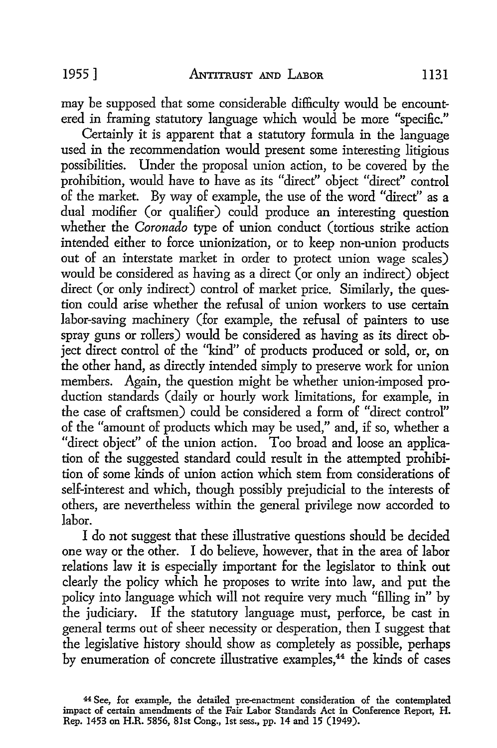may be supposed that some considerable difficulty would be encountered in framing statutory language which would be more "specific."

Certainly it is apparent that a statutory formula in the language used in the recommendation would present some interesting litigious possibilities. Under the proposal union action, to be covered by the prohibition, would have to have as its "direct" object "direct" control of the market. By way of example, the use of the word "direct" as a dual modifier (or qualifier) could produce an interesting question whether the *Coronado* type of union conduct (tortious strike action intended either to force unionization, or to keep non-union products out of an interstate market in order to protect union wage scales) would be considered as having as a direct (or only an indirect) object direct (or only indirect) control of market price. Similarly, the question could arise whether the refusal of union workers to use certain labor-saving machinery (for example, the refusal of painters to use spray guns or rollers) would be considered as having as its direct object direct control of the "kind" of products produced or sold, or, on the other hand, as directly intended simply to preserve work for union members. Again, the question might be whether union-imposed production standards (daily or hourly work limitations, for example, in the case of craftsmen) could be considered a form of "direct control" of the "amount of products which may be used," and, if so, whether a "direct object" of the union action. Too broad and loose an application of the suggested standard could result in the attempted prohibition of some kinds of union action which stem from considerations of self-interest and which, though possibly prejudicial to the interests of others, are nevertheless within the general privilege now accorded to labor.

I do not suggest that these illustrative questions should be decided one way or the other. I do believe, however, that in the area of labor relations law it is especially important for the legislator to think out clearly the policy which he proposes to write into law, and put the policy into language which will not require very much "filling in" by the judiciary. If the statutory language must, perforce, be cast in general terms out of sheer necessity or desperation, then I suggest that the legislative history should show as completely as possible, perhaps by enumeration of concrete illustrative examples,[44] the kinds of cases

[44] See, for example, the detailed pre-enactment consideration of the contemplated impact of certain amendments of the Fair Labor Standards Act in Conference Report, H. Rep. 1453 on H.R. 5856, 81st Cong., 1st sess., pp. 14 and 15 (1949).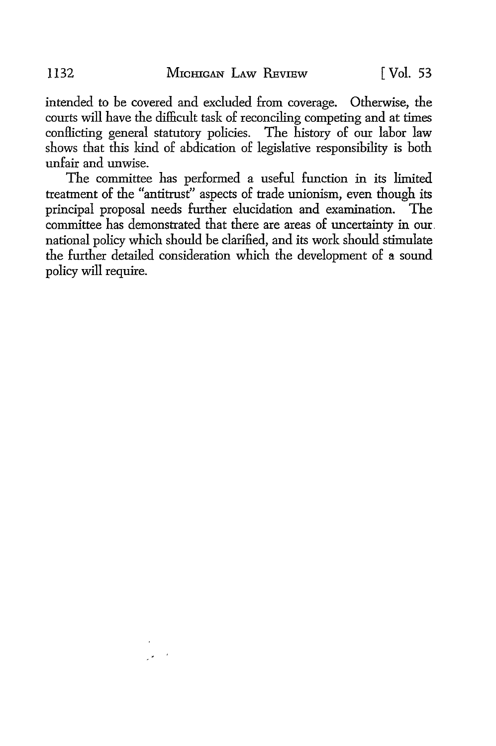intended to be covered and excluded from coverage. Otherwise, the courts will have the difficult task of reconciling competing and at times conflicting general statutory policies. The history of our labor law shows that this kind of abdication of legislative responsibility is both unfair and unwise.

The committee has performed a useful function in its limited treatment of the "antitrust" aspects of trade unionism, even though its principal proposal needs further elucidation and examination. The committee has demonstrated that there are areas of uncertainty in our national policy which should be clarified, and its work should stimulate the further detailed consideration which the development of a sound policy will require.